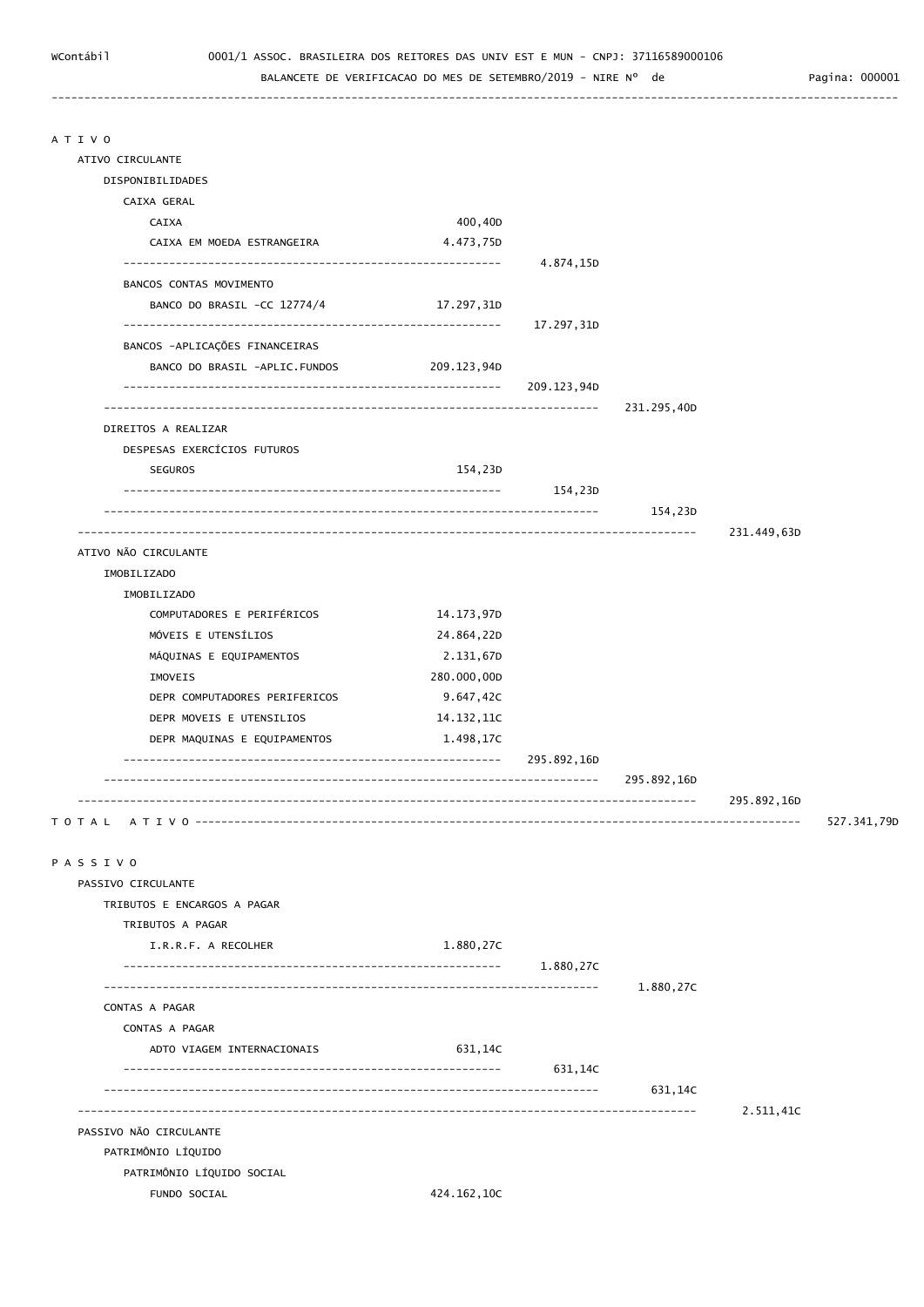WContábil 0001/1 ASSOC. BRASILEIRA DOS REITORES DAS UNIV EST E MUN - CNPJ: 37116589000106

BALANCETE DE VERIFICACAO DO MES DE SETEMBRO/2019 - NIRE Nº de

| Conta | | | | | |
|---|---|---|---|---|---|
| **A T I V O** | | | | | |
| ATIVO CIRCULANTE | | | | | |
| DISPONIBILIDADES | | | | | |
| CAIXA GERAL | | | | | |
| CAIXA | 400,40D | | | | |
| CAIXA EM MOEDA ESTRANGEIRA | 4.473,75D | | | | |
| | | 4.874,15D | | | |
| BANCOS CONTAS MOVIMENTO | | | | | |
| BANCO DO BRASIL -CC 12774/4 | 17.297,31D | | | | |
| | | 17.297,31D | | | |
| BANCOS -APLICAÇÕES FINANCEIRAS | | | | | |
| BANCO DO BRASIL -APLIC.FUNDOS | 209.123,94D | | | | |
| | | 209.123,94D | | | |
| | | | 231.295,40D | | |
| DIREITOS A REALIZAR | | | | | |
| DESPESAS EXERCÍCIOS FUTUROS | | | | | |
| SEGUROS | 154,23D | | | | |
| | | 154,23D | | | |
| | | | 154,23D | | |
| | | | | 231.449,63D | |
| ATIVO NÃO CIRCULANTE | | | | | |
| IMOBILIZADO | | | | | |
| IMOBILIZADO | | | | | |
| COMPUTADORES E PERIFÉRICOS | 14.173,97D | | | | |
| MÓVEIS E UTENSÍLIOS | 24.864,22D | | | | |
| MÁQUINAS E EQUIPAMENTOS | 2.131,67D | | | | |
| IMOVEIS | 280.000,00D | | | | |
| DEPR COMPUTADORES PERIFERICOS | 9.647,42C | | | | |
| DEPR MOVEIS E UTENSILIOS | 14.132,11C | | | | |
| DEPR MAQUINAS E EQUIPAMENTOS | 1.498,17C | | | | |
| | | 295.892,16D | | | |
| | | | 295.892,16D | | |
| | | | | 295.892,16D | |
| **T O T A L A T I V O** | | | | | 527.341,79D |
| **P A S S I V O** | | | | | |
| PASSIVO CIRCULANTE | | | | | |
| TRIBUTOS E ENCARGOS A PAGAR | | | | | |
| TRIBUTOS A PAGAR | | | | | |
| I.R.R.F. A RECOLHER | 1.880,27C | | | | |
| | | 1.880,27C | | | |
| | | | 1.880,27C | | |
| CONTAS A PAGAR | | | | | |
| CONTAS A PAGAR | | | | | |
| ADTO VIAGEM INTERNACIONAIS | 631,14C | | | | |
| | | 631,14C | | | |
| | | | 631,14C | | |
| | | | | 2.511,41C | |
| PASSIVO NÃO CIRCULANTE | | | | | |
| PATRIMÔNIO LÍQUIDO | | | | | |
| PATRIMÔNIO LÍQUIDO SOCIAL | | | | | |
| FUNDO SOCIAL | 424.162,10C | | | | |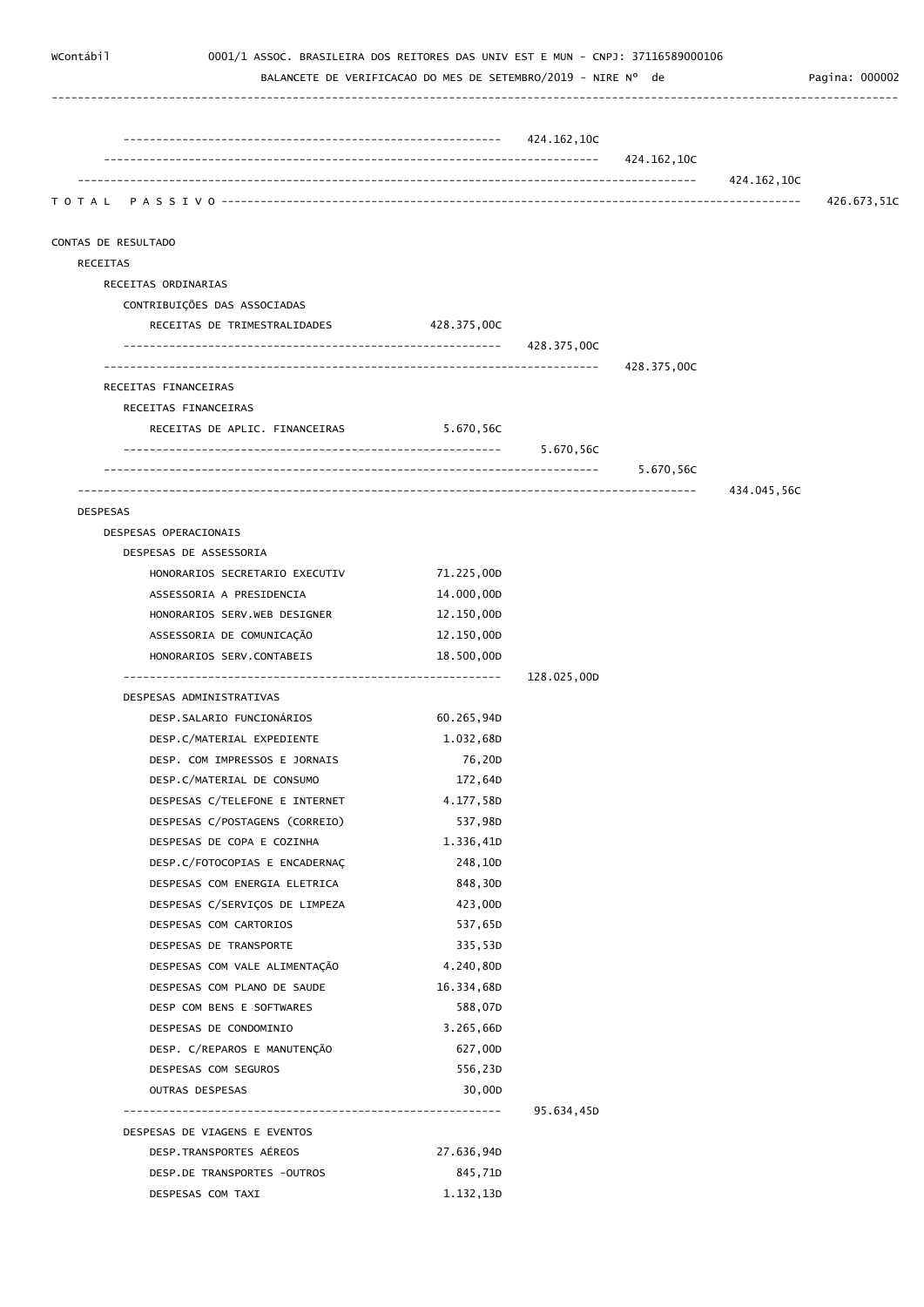| | | | | |
|---|---|---|---|---|
| | | 424.162,10C | | |
| | | | 424.162,10C | |
| | | | | 424.162,10C |
| T O T A L  P A S S I V O | | | | 426.673,51C |

CONTAS DE RESULTADO

RECEITAS

| | | | | |
|---|---|---|---|---|
| RECEITAS ORDINARIAS | | | | |
| CONTRIBUIÇÕES DAS ASSOCIADAS | | | | |
| RECEITAS DE TRIMESTRALIDADES | 428.375,00C | | | |
| | | 428.375,00C | | |
| | | | 428.375,00C | |
| RECEITAS FINANCEIRAS | | | | |
| RECEITAS FINANCEIRAS | | | | |
| RECEITAS DE APLIC. FINANCEIRAS | 5.670,56C | | | |
| | | 5.670,56C | | |
| | | | 5.670,56C | |
| | | | | 434.045,56C |

DESPESAS

| | | | | |
|---|---|---|---|---|
| DESPESAS OPERACIONAIS | | | | |
| DESPESAS DE ASSESSORIA | | | | |
| HONORARIOS SECRETARIO EXECUTIV | 71.225,00D | | | |
| ASSESSORIA A PRESIDENCIA | 14.000,00D | | | |
| HONORARIOS SERV.WEB DESIGNER | 12.150,00D | | | |
| ASSESSORIA DE COMUNICAÇÃO | 12.150,00D | | | |
| HONORARIOS SERV.CONTABEIS | 18.500,00D | | | |
| | | 128.025,00D | | |
| DESPESAS ADMINISTRATIVAS | | | | |
| DESP.SALARIO FUNCIONÁRIOS | 60.265,94D | | | |
| DESP.C/MATERIAL EXPEDIENTE | 1.032,68D | | | |
| DESP. COM IMPRESSOS E JORNAIS | 76,20D | | | |
| DESP.C/MATERIAL DE CONSUMO | 172,64D | | | |
| DESPESAS C/TELEFONE E INTERNET | 4.177,58D | | | |
| DESPESAS C/POSTAGENS (CORREIO) | 537,98D | | | |
| DESPESAS DE COPA E COZINHA | 1.336,41D | | | |
| DESP.C/FOTOCOPIAS E ENCADERNAÇ | 248,10D | | | |
| DESPESAS COM ENERGIA ELETRICA | 848,30D | | | |
| DESPESAS C/SERVIÇOS DE LIMPEZA | 423,00D | | | |
| DESPESAS COM CARTORIOS | 537,65D | | | |
| DESPESAS DE TRANSPORTE | 335,53D | | | |
| DESPESAS COM VALE ALIMENTAÇÃO | 4.240,80D | | | |
| DESPESAS COM PLANO DE SAUDE | 16.334,68D | | | |
| DESP COM BENS E SOFTWARES | 588,07D | | | |
| DESPESAS DE CONDOMINIO | 3.265,66D | | | |
| DESP. C/REPAROS E MANUTENÇÃO | 627,00D | | | |
| DESPESAS COM SEGUROS | 556,23D | | | |
| OUTRAS DESPESAS | 30,00D | | | |
| | | 95.634,45D | | |
| DESPESAS DE VIAGENS E EVENTOS | | | | |
| DESP.TRANSPORTES AÉREOS | 27.636,94D | | | |
| DESP.DE TRANSPORTES -OUTROS | 845,71D | | | |
| DESPESAS COM TAXI | 1.132,13D | | | |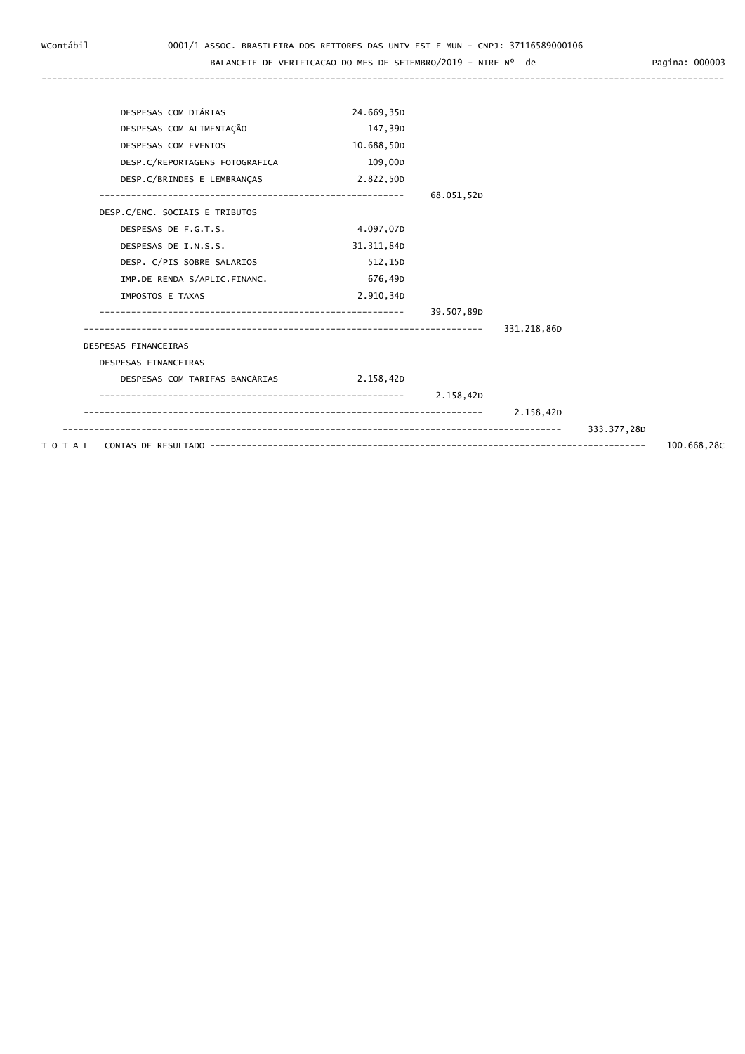| Conta | Nível 1 | Nível 2 | Nível 3 | Nível 4 | Total |
|---|---|---|---|---|---|
| DESPESAS COM DIÁRIAS | 24.669,35D | | | | |
| DESPESAS COM ALIMENTAÇÃO | 147,39D | | | | |
| DESPESAS COM EVENTOS | 10.688,50D | | | | |
| DESP.C/REPORTAGENS FOTOGRAFICA | 109,00D | | | | |
| DESP.C/BRINDES E LEMBRANÇAS | 2.822,50D | | | | |
| | | 68.051,52D | | | |
| DESP.C/ENC. SOCIAIS E TRIBUTOS | | | | | |
| DESPESAS DE F.G.T.S. | 4.097,07D | | | | |
| DESPESAS DE I.N.S.S. | 31.311,84D | | | | |
| DESP. C/PIS SOBRE SALARIOS | 512,15D | | | | |
| IMP.DE RENDA S/APLIC.FINANC. | 676,49D | | | | |
| IMPOSTOS E TAXAS | 2.910,34D | | | | |
| | | 39.507,89D | | | |
| | | | 331.218,86D | | |
| DESPESAS FINANCEIRAS | | | | | |
| DESPESAS FINANCEIRAS | | | | | |
| DESPESAS COM TARIFAS BANCÁRIAS | 2.158,42D | | | | |
| | | 2.158,42D | | | |
| | | | 2.158,42D | | |
| | | | | 333.377,28D | |
| T O T A L CONTAS DE RESULTADO | | | | | 100.668,28C |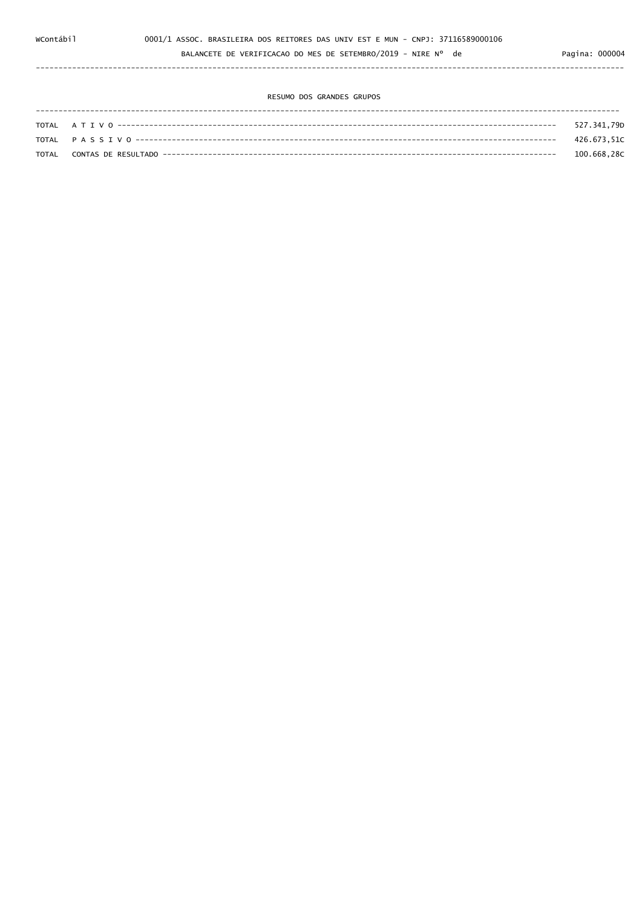## RESUMO DOS GRANDES GRUPOS

| | | |
|---|---|---|
| TOTAL | A T I V O | 527.341,79D |
| TOTAL | P A S S I V O | 426.673,51C |
| TOTAL | CONTAS DE RESULTADO | 100.668,28C |